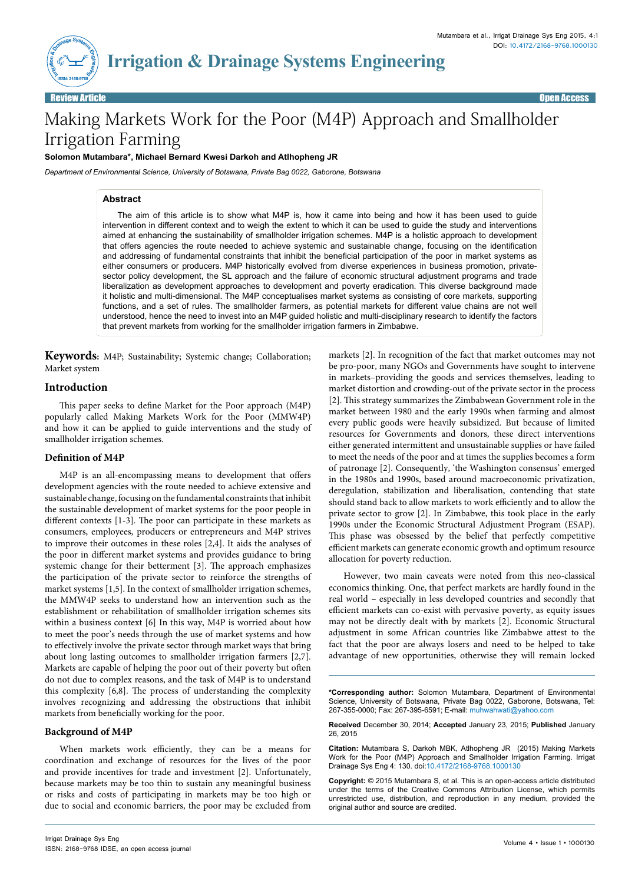Review Article | Open Access

# Making Markets Work for the Poor (M4P) Approach and Smallholder Irrigation Farming

**Solomon Mutambara*, Michael Bernard Kwesi Darkoh and Atlhopheng JR**

*Department of Environmental Science, University of Botswana, Private Bag 0022, Gaborone, Botswana*

## Abstract

The aim of this article is to show what M4P is, how it came into being and how it has been used to guide intervention in different context and to weigh the extent to which it can be used to guide the study and interventions aimed at enhancing the sustainability of smallholder irrigation schemes. M4P is a holistic approach to development that offers agencies the route needed to achieve systemic and sustainable change, focusing on the identification and addressing of fundamental constraints that inhibit the beneficial participation of the poor in market systems as either consumers or producers. M4P historically evolved from diverse experiences in business promotion, private-sector policy development, the SL approach and the failure of economic structural adjustment programs and trade liberalization as development approaches to development and poverty eradication. This diverse background made it holistic and multi-dimensional. The M4P conceptualises market systems as consisting of core markets, supporting functions, and a set of rules. The smallholder farmers, as potential markets for different value chains are not well understood, hence the need to invest into an M4P guided holistic and multi-disciplinary research to identify the factors that prevent markets from working for the smallholder irrigation farmers in Zimbabwe.

**Keywords:** M4P; Sustainability; Systemic change; Collaboration; Market system

## Introduction

This paper seeks to define Market for the Poor approach (M4P) popularly called Making Markets Work for the Poor (MMW4P) and how it can be applied to guide interventions and the study of smallholder irrigation schemes.

### Definition of M4P

M4P is an all-encompassing means to development that offers development agencies with the route needed to achieve extensive and sustainable change, focusing on the fundamental constraints that inhibit the sustainable development of market systems for the poor people in different contexts [1-3]. The poor can participate in these markets as consumers, employees, producers or entrepreneurs and M4P strives to improve their outcomes in these roles [2,4]. It aids the analyses of the poor in different market systems and provides guidance to bring systemic change for their betterment [3]. The approach emphasizes the participation of the private sector to reinforce the strengths of market systems [1,5]. In the context of smallholder irrigation schemes, the MMW4P seeks to understand how an intervention such as the establishment or rehabilitation of smallholder irrigation schemes sits within a business context [6] In this way, M4P is worried about how to meet the poor's needs through the use of market systems and how to effectively involve the private sector through market ways that bring about long lasting outcomes to smallholder irrigation farmers [2,7]. Markets are capable of helping the poor out of their poverty but often do not due to complex reasons, and the task of M4P is to understand this complexity [6,8]. The process of understanding the complexity involves recognizing and addressing the obstructions that inhibit markets from beneficially working for the poor.

### Background of M4P

When markets work efficiently, they can be a means for coordination and exchange of resources for the lives of the poor and provide incentives for trade and investment [2]. Unfortunately, because markets may be too thin to sustain any meaningful business or risks and costs of participating in markets may be too high or due to social and economic barriers, the poor may be excluded from markets [2]. In recognition of the fact that market outcomes may not be pro-poor, many NGOs and Governments have sought to intervene in markets–providing the goods and services themselves, leading to market distortion and crowding-out of the private sector in the process [2]. This strategy summarizes the Zimbabwean Government role in the market between 1980 and the early 1990s when farming and almost every public goods were heavily subsidized. But because of limited resources for Governments and donors, these direct interventions either generated intermittent and unsustainable supplies or have failed to meet the needs of the poor and at times the supplies becomes a form of patronage [2]. Consequently, 'the Washington consensus' emerged in the 1980s and 1990s, based around macroeconomic privatization, deregulation, stabilization and liberalisation, contending that state should stand back to allow markets to work efficiently and to allow the private sector to grow [2]. In Zimbabwe, this took place in the early 1990s under the Economic Structural Adjustment Program (ESAP). This phase was obsessed by the belief that perfectly competitive efficient markets can generate economic growth and optimum resource allocation for poverty reduction.

However, two main caveats were noted from this neo-classical economics thinking. One, that perfect markets are hardly found in the real world – especially in less developed countries and secondly that efficient markets can co-exist with pervasive poverty, as equity issues may not be directly dealt with by markets [2]. Economic Structural adjustment in some African countries like Zimbabwe attest to the fact that the poor are always losers and need to be helped to take advantage of new opportunities, otherwise they will remain locked

**\*Corresponding author:** Solomon Mutambara, Department of Environmental Science, University of Botswana, Private Bag 0022, Gaborone, Botswana, Tel: 267-355-0000; Fax: 267-395-6591; E-mail: muhwahwati@yahoo.com

**Received** December 30, 2014; **Accepted** January 23, 2015; **Published** January 26, 2015

**Citation:** Mutambara S, Darkoh MBK, Atlhopheng JR (2015) Making Markets Work for the Poor (M4P) Approach and Smallholder Irrigation Farming. Irrigat Drainage Sys Eng 4: 130. doi:10.4172/2168-9768.1000130

**Copyright:** © 2015 Mutambara S, et al. This is an open-access article distributed under the terms of the Creative Commons Attribution License, which permits unrestricted use, distribution, and reproduction in any medium, provided the original author and source are credited.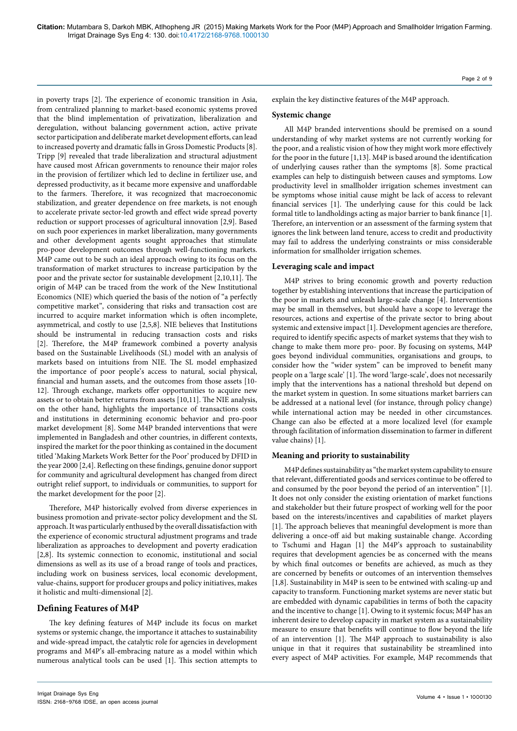in poverty traps [2]. The experience of economic transition in Asia, from centralized planning to market-based economic systems proved that the blind implementation of privatization, liberalization and deregulation, without balancing government action, active private sector participation and deliberate market development efforts, can lead to increased poverty and dramatic falls in Gross Domestic Products [8]. Tripp [9] revealed that trade liberalization and structural adjustment have caused most African governments to renounce their major roles in the provision of fertilizer which led to decline in fertilizer use, and depressed productivity, as it became more expensive and unaffordable to the farmers. Therefore, it was recognized that macroeconomic stabilization, and greater dependence on free markets, is not enough to accelerate private sector-led growth and effect wide spread poverty reduction or support processes of agricultural innovation [2,9]. Based on such poor experiences in market liberalization, many governments and other development agents sought approaches that stimulate pro-poor development outcomes through well-functioning markets. M4P came out to be such an ideal approach owing to its focus on the transformation of market structures to increase participation by the poor and the private sector for sustainable development [2,10,11]. The origin of M4P can be traced from the work of the New Institutional Economics (NIE) which queried the basis of the notion of "a perfectly competitive market", considering that risks and transaction cost are incurred to acquire market information which is often incomplete, asymmetrical, and costly to use [2,5,8]. NIE believes that Institutions should be instrumental in reducing transaction costs and risks [2]. Therefore, the M4P framework combined a poverty analysis based on the Sustainable Livelihoods (SL) model with an analysis of markets based on intuitions from NIE. The SL model emphasized the importance of poor people's access to natural, social physical, financial and human assets, and the outcomes from those assets [10-12]. Through exchange, markets offer opportunities to acquire new assets or to obtain better returns from assets [10,11]. The NIE analysis, on the other hand, highlights the importance of transactions costs and institutions in determining economic behavior and pro-poor market development [8]. Some M4P branded interventions that were implemented in Bangladesh and other countries, in different contexts, inspired the market for the poor thinking as contained in the document titled 'Making Markets Work Better for the Poor' produced by DFID in the year 2000 [2,4]. Reflecting on these findings, genuine donor support for community and agricultural development has changed from direct outright relief support, to individuals or communities, to support for the market development for the poor [2].

Therefore, M4P historically evolved from diverse experiences in business promotion and private-sector policy development and the SL approach. It was particularly enthused by the overall dissatisfaction with the experience of economic structural adjustment programs and trade liberalization as approaches to development and poverty eradication [2,8]. Its systemic connection to economic, institutional and social dimensions as well as its use of a broad range of tools and practices, including work on business services, local economic development, value-chains, support for producer groups and policy initiatives, makes it holistic and multi-dimensional [2].

## Defining Features of M4P

The key defining features of M4P include its focus on market systems or systemic change, the importance it attaches to sustainability and wide-spread impact, the catalytic role for agencies in development programs and M4P's all-embracing nature as a model within which numerous analytical tools can be used [1]. This section attempts to explain the key distinctive features of the M4P approach.

### Systemic change

All M4P branded interventions should be premised on a sound understanding of why market systems are not currently working for the poor, and a realistic vision of how they might work more effectively for the poor in the future [1,13]. M4P is based around the identification of underlying causes rather than the symptoms [8]. Some practical examples can help to distinguish between causes and symptoms. Low productivity level in smallholder irrigation schemes investment can be symptoms whose initial cause might be lack of access to relevant financial services [1]. The underlying cause for this could be lack formal title to landholdings acting as major barrier to bank finance [1]. Therefore, an intervention or an assessment of the farming system that ignores the link between land tenure, access to credit and productivity may fail to address the underlying constraints or miss considerable information for smallholder irrigation schemes.

### Leveraging scale and impact

M4P strives to bring economic growth and poverty reduction together by establishing interventions that increase the participation of the poor in markets and unleash large-scale change [4]. Interventions may be small in themselves, but should have a scope to leverage the resources, actions and expertise of the private sector to bring about systemic and extensive impact [1]. Development agencies are therefore, required to identify specific aspects of market systems that they wish to change to make them more pro- poor. By focusing on systems, M4P goes beyond individual communities, organisations and groups, to consider how the "wider system" can be improved to benefit many people on a 'large scale' [1]. The word 'large-scale', does not necessarily imply that the interventions has a national threshold but depend on the market system in question. In some situations market barriers can be addressed at a national level (for instance, through policy change) while international action may be needed in other circumstances. Change can also be effected at a more localized level (for example through facilitation of information dissemination to farmer in different value chains) [1].

### Meaning and priority to sustainability

M4P defines sustainability as "the market system capability to ensure that relevant, differentiated goods and services continue to be offered to and consumed by the poor beyond the period of an intervention" [1]. It does not only consider the existing orientation of market functions and stakeholder but their future prospect of working well for the poor based on the interests/incentives and capabilities of market players [1]. The approach believes that meaningful development is more than delivering a once-off aid but making sustainable change. According to Tschumi and Hagan [1] the M4P's approach to sustainability requires that development agencies be as concerned with the means by which final outcomes or benefits are achieved, as much as they are concerned by benefits or outcomes of an intervention themselves [1,8]. Sustainability in M4P is seen to be entwined with scaling-up and capacity to transform. Functioning market systems are never static but are embedded with dynamic capabilities in terms of both the capacity and the incentive to change [1]. Owing to it systemic focus; M4P has an inherent desire to develop capacity in market system as a sustainability measure to ensure that benefits will continue to flow beyond the life of an intervention [1]. The M4P approach to sustainability is also unique in that it requires that sustainability be streamlined into every aspect of M4P activities. For example, M4P recommends that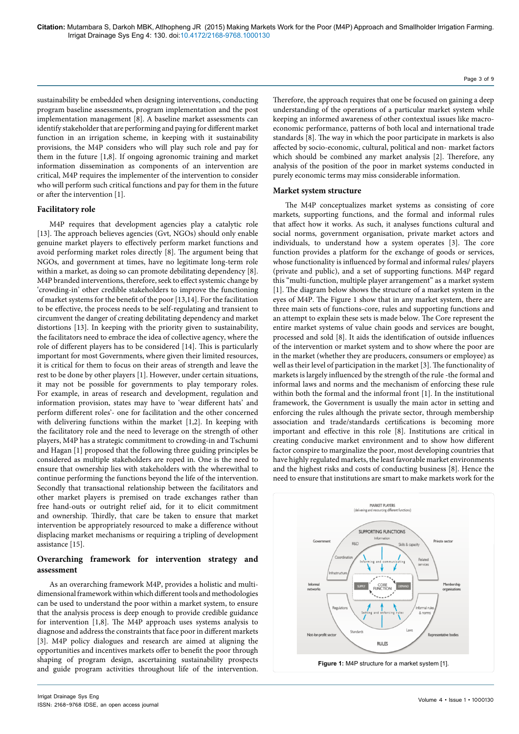sustainability be embedded when designing interventions, conducting program baseline assessments, program implementation and the post implementation management [8]. A baseline market assessments can identify stakeholder that are performing and paying for different market function in an irrigation scheme, in keeping with it sustainability provisions, the M4P considers who will play such role and pay for them in the future [1,8]. If ongoing agronomic training and market information dissemination as components of an intervention are critical, M4P requires the implementer of the intervention to consider who will perform such critical functions and pay for them in the future or after the intervention [1].

## Facilitatory role

M4P requires that development agencies play a catalytic role [13]. The approach believes agencies (Gvt, NGOs) should only enable genuine market players to effectively perform market functions and avoid performing market roles directly [8]. The argument being that NGOs, and government at times, have no legitimate long-term role within a market, as doing so can promote debilitating dependency [8]. M4P branded interventions, therefore, seek to effect systemic change by 'crowding-in' other credible stakeholders to improve the functioning of market systems for the benefit of the poor [13,14]. For the facilitation to be effective, the process needs to be self-regulating and transient to circumvent the danger of creating debilitating dependency and market distortions [13]. In keeping with the priority given to sustainability, the facilitators need to embrace the idea of collective agency, where the role of different players has to be considered [14]. This is particularly important for most Governments, where given their limited resources, it is critical for them to focus on their areas of strength and leave the rest to be done by other players [1]. However, under certain situations, it may not be possible for governments to play temporary roles. For example, in areas of research and development, regulation and information provision, states may have to 'wear different hats' and perform different roles'- one for facilitation and the other concerned with delivering functions within the market [1,2]. In keeping with the facilitatory role and the need to leverage on the strength of other players, M4P has a strategic commitment to crowding-in and Tschumi and Hagan [1] proposed that the following three guiding principles be considered as multiple stakeholders are roped in. One is the need to ensure that ownership lies with stakeholders with the wherewithal to continue performing the functions beyond the life of the intervention. Secondly that transactional relationship between the facilitators and other market players is premised on trade exchanges rather than free hand-outs or outright relief aid, for it to elicit commitment and ownership. Thirdly, that care be taken to ensure that market intervention be appropriately resourced to make a difference without displacing market mechanisms or requiring a tripling of development assistance [15].

## Overarching framework for intervention strategy and assessment

As an overarching framework M4P, provides a holistic and multi-dimensional framework within which different tools and methodologies can be used to understand the poor within a market system, to ensure that the analysis process is deep enough to provide credible guidance for intervention [1,8]. The M4P approach uses systems analysis to diagnose and address the constraints that face poor in different markets [3]. M4P policy dialogues and research are aimed at aligning the opportunities and incentives markets offer to benefit the poor through shaping of program design, ascertaining sustainability prospects and guide program activities throughout life of the intervention. Therefore, the approach requires that one be focused on gaining a deep understanding of the operations of a particular market system while keeping an informed awareness of other contextual issues like macro-economic performance, patterns of both local and international trade standards [8]. The way in which the poor participate in markets is also affected by socio-economic, cultural, political and non- market factors which should be combined any market analysis [2]. Therefore, any analysis of the position of the poor in market systems conducted in purely economic terms may miss considerable information.

## Market system structure

The M4P conceptualizes market systems as consisting of core markets, supporting functions, and the formal and informal rules that affect how it works. As such, it analyses functions cultural and social norms, government organisation, private market actors and individuals, to understand how a system operates [3]. The core function provides a platform for the exchange of goods or services, whose functionality is influenced by formal and informal rules/ players (private and public), and a set of supporting functions. M4P regard this "multi-function, multiple player arrangement" as a market system [1]. The diagram below shows the structure of a market system in the eyes of M4P. The Figure 1 show that in any market system, there are three main sets of functions-core, rules and supporting functions and an attempt to explain these sets is made below. The Core represent the entire market systems of value chain goods and services are bought, processed and sold [8]. It aids the identification of outside influences of the intervention or market system and to show where the poor are in the market (whether they are producers, consumers or employee) as well as their level of participation in the market [3]. The functionality of markets is largely influenced by the strength of the rule -the formal and informal laws and norms and the mechanism of enforcing these rule within both the formal and the informal front [1]. In the institutional framework, the Government is usually the main actor in setting and enforcing the rules although the private sector, through membership association and trade/standards certifications is becoming more important and effective in this role [8]. Institutions are critical in creating conducive market environment and to show how different factor conspire to marginalize the poor, most developing countries that have highly regulated markets, the least favorable market environments and the highest risks and costs of conducting business [8]. Hence the need to ensure that institutions are smart to make markets work for the

**Figure 1:** M4P structure for a market system [1].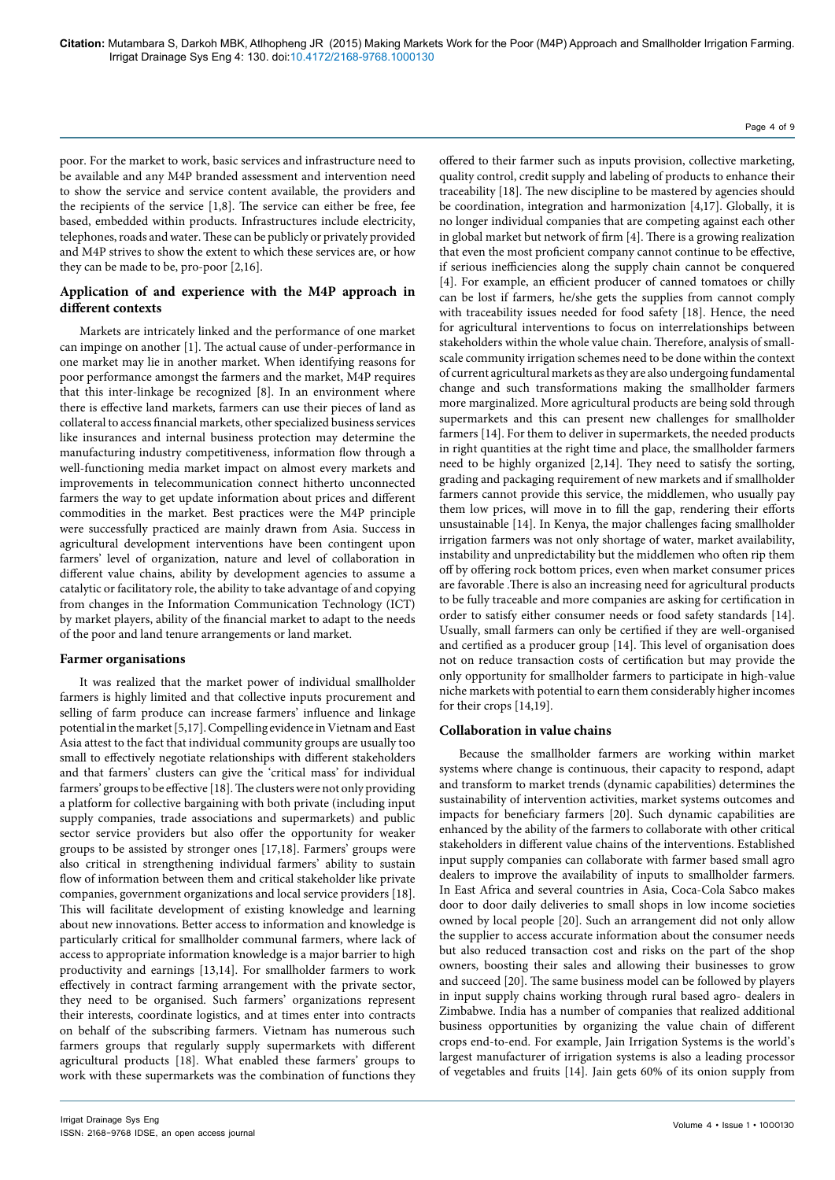poor. For the market to work, basic services and infrastructure need to be available and any M4P branded assessment and intervention need to show the service and service content available, the providers and the recipients of the service [1,8]. The service can either be free, fee based, embedded within products. Infrastructures include electricity, telephones, roads and water. These can be publicly or privately provided and M4P strives to show the extent to which these services are, or how they can be made to be, pro-poor [2,16].

## Application of and experience with the M4P approach in different contexts

Markets are intricately linked and the performance of one market can impinge on another [1]. The actual cause of under-performance in one market may lie in another market. When identifying reasons for poor performance amongst the farmers and the market, M4P requires that this inter-linkage be recognized [8]. In an environment where there is effective land markets, farmers can use their pieces of land as collateral to access financial markets, other specialized business services like insurances and internal business protection may determine the manufacturing industry competitiveness, information flow through a well-functioning media market impact on almost every markets and improvements in telecommunication connect hitherto unconnected farmers the way to get update information about prices and different commodities in the market. Best practices were the M4P principle were successfully practiced are mainly drawn from Asia. Success in agricultural development interventions have been contingent upon farmers' level of organization, nature and level of collaboration in different value chains, ability by development agencies to assume a catalytic or facilitatory role, the ability to take advantage of and copying from changes in the Information Communication Technology (ICT) by market players, ability of the financial market to adapt to the needs of the poor and land tenure arrangements or land market.

### Farmer organisations

It was realized that the market power of individual smallholder farmers is highly limited and that collective inputs procurement and selling of farm produce can increase farmers' influence and linkage potential in the market [5,17]. Compelling evidence in Vietnam and East Asia attest to the fact that individual community groups are usually too small to effectively negotiate relationships with different stakeholders and that farmers' clusters can give the 'critical mass' for individual farmers' groups to be effective [18]. The clusters were not only providing a platform for collective bargaining with both private (including input supply companies, trade associations and supermarkets) and public sector service providers but also offer the opportunity for weaker groups to be assisted by stronger ones [17,18]. Farmers' groups were also critical in strengthening individual farmers' ability to sustain flow of information between them and critical stakeholder like private companies, government organizations and local service providers [18]. This will facilitate development of existing knowledge and learning about new innovations. Better access to information and knowledge is particularly critical for smallholder communal farmers, where lack of access to appropriate information knowledge is a major barrier to high productivity and earnings [13,14]. For smallholder farmers to work effectively in contract farming arrangement with the private sector, they need to be organised. Such farmers' organizations represent their interests, coordinate logistics, and at times enter into contracts on behalf of the subscribing farmers. Vietnam has numerous such farmers groups that regularly supply supermarkets with different agricultural products [18]. What enabled these farmers' groups to work with these supermarkets was the combination of functions they offered to their farmer such as inputs provision, collective marketing, quality control, credit supply and labeling of products to enhance their traceability [18]. The new discipline to be mastered by agencies should be coordination, integration and harmonization [4,17]. Globally, it is no longer individual companies that are competing against each other in global market but network of firm [4]. There is a growing realization that even the most proficient company cannot continue to be effective, if serious inefficiencies along the supply chain cannot be conquered [4]. For example, an efficient producer of canned tomatoes or chilly can be lost if farmers, he/she gets the supplies from cannot comply with traceability issues needed for food safety [18]. Hence, the need for agricultural interventions to focus on interrelationships between stakeholders within the whole value chain. Therefore, analysis of small-scale community irrigation schemes need to be done within the context of current agricultural markets as they are also undergoing fundamental change and such transformations making the smallholder farmers more marginalized. More agricultural products are being sold through supermarkets and this can present new challenges for smallholder farmers [14]. For them to deliver in supermarkets, the needed products in right quantities at the right time and place, the smallholder farmers need to be highly organized [2,14]. They need to satisfy the sorting, grading and packaging requirement of new markets and if smallholder farmers cannot provide this service, the middlemen, who usually pay them low prices, will move in to fill the gap, rendering their efforts unsustainable [14]. In Kenya, the major challenges facing smallholder irrigation farmers was not only shortage of water, market availability, instability and unpredictability but the middlemen who often rip them off by offering rock bottom prices, even when market consumer prices are favorable .There is also an increasing need for agricultural products to be fully traceable and more companies are asking for certification in order to satisfy either consumer needs or food safety standards [14]. Usually, small farmers can only be certified if they are well-organised and certified as a producer group [14]. This level of organisation does not on reduce transaction costs of certification but may provide the only opportunity for smallholder farmers to participate in high-value niche markets with potential to earn them considerably higher incomes for their crops [14,19].

### Collaboration in value chains

Because the smallholder farmers are working within market systems where change is continuous, their capacity to respond, adapt and transform to market trends (dynamic capabilities) determines the sustainability of intervention activities, market systems outcomes and impacts for beneficiary farmers [20]. Such dynamic capabilities are enhanced by the ability of the farmers to collaborate with other critical stakeholders in different value chains of the interventions. Established input supply companies can collaborate with farmer based small agro dealers to improve the availability of inputs to smallholder farmers. In East Africa and several countries in Asia, Coca-Cola Sabco makes door to door daily deliveries to small shops in low income societies owned by local people [20]. Such an arrangement did not only allow the supplier to access accurate information about the consumer needs but also reduced transaction cost and risks on the part of the shop owners, boosting their sales and allowing their businesses to grow and succeed [20]. The same business model can be followed by players in input supply chains working through rural based agro- dealers in Zimbabwe. India has a number of companies that realized additional business opportunities by organizing the value chain of different crops end-to-end. For example, Jain Irrigation Systems is the world's largest manufacturer of irrigation systems is also a leading processor of vegetables and fruits [14]. Jain gets 60% of its onion supply from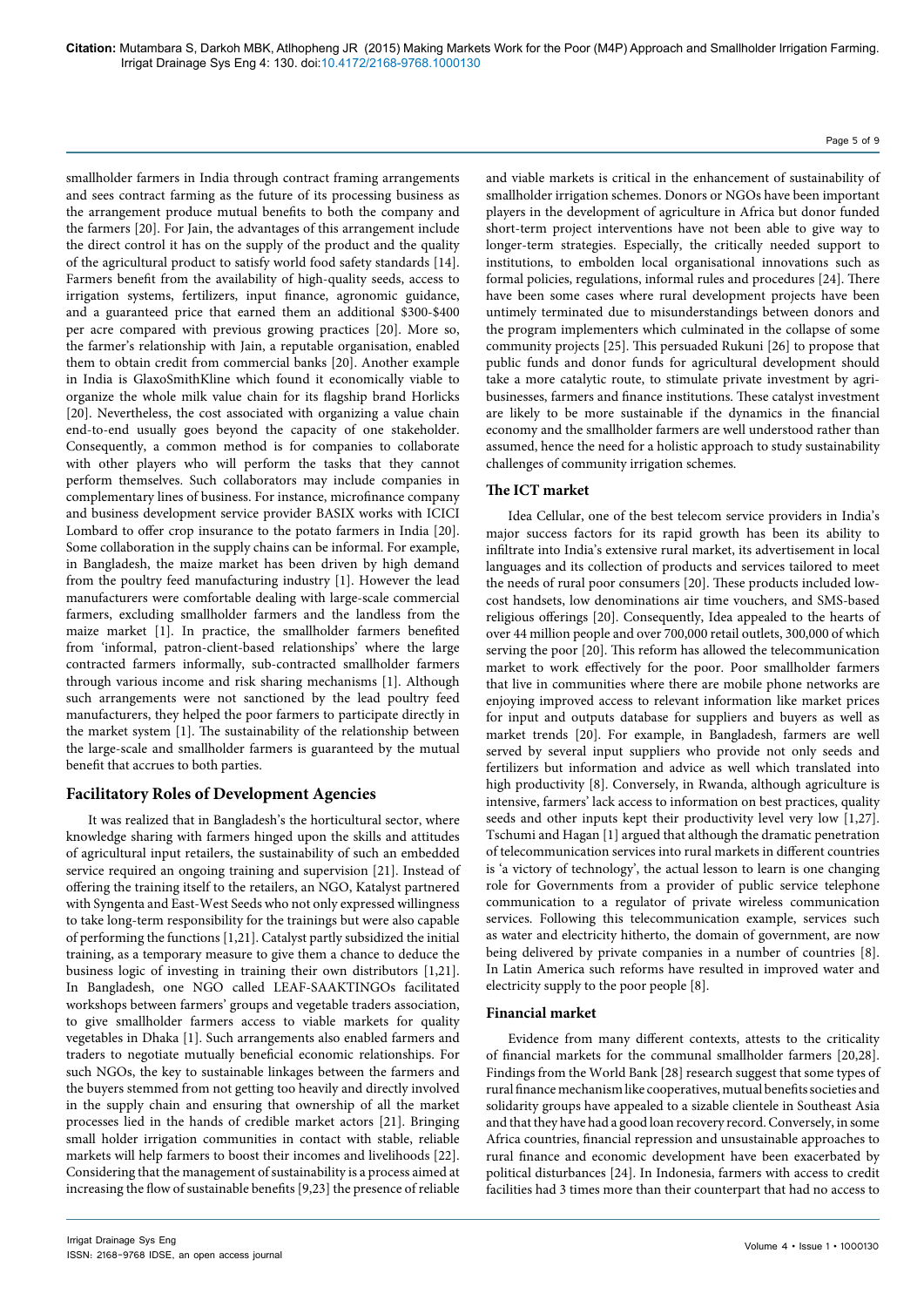smallholder farmers in India through contract framing arrangements and sees contract farming as the future of its processing business as the arrangement produce mutual benefits to both the company and the farmers [20]. For Jain, the advantages of this arrangement include the direct control it has on the supply of the product and the quality of the agricultural product to satisfy world food safety standards [14]. Farmers benefit from the availability of high-quality seeds, access to irrigation systems, fertilizers, input finance, agronomic guidance, and a guaranteed price that earned them an additional \$300-\$400 per acre compared with previous growing practices [20]. More so, the farmer's relationship with Jain, a reputable organisation, enabled them to obtain credit from commercial banks [20]. Another example in India is GlaxoSmithKline which found it economically viable to organize the whole milk value chain for its flagship brand Horlicks [20]. Nevertheless, the cost associated with organizing a value chain end-to-end usually goes beyond the capacity of one stakeholder. Consequently, a common method is for companies to collaborate with other players who will perform the tasks that they cannot perform themselves. Such collaborators may include companies in complementary lines of business. For instance, microfinance company and business development service provider BASIX works with ICICI Lombard to offer crop insurance to the potato farmers in India [20]. Some collaboration in the supply chains can be informal. For example, in Bangladesh, the maize market has been driven by high demand from the poultry feed manufacturing industry [1]. However the lead manufacturers were comfortable dealing with large-scale commercial farmers, excluding smallholder farmers and the landless from the maize market [1]. In practice, the smallholder farmers benefited from 'informal, patron-client-based relationships' where the large contracted farmers informally, sub-contracted smallholder farmers through various income and risk sharing mechanisms [1]. Although such arrangements were not sanctioned by the lead poultry feed manufacturers, they helped the poor farmers to participate directly in the market system [1]. The sustainability of the relationship between the large-scale and smallholder farmers is guaranteed by the mutual benefit that accrues to both parties.

## Facilitatory Roles of Development Agencies

It was realized that in Bangladesh's the horticultural sector, where knowledge sharing with farmers hinged upon the skills and attitudes of agricultural input retailers, the sustainability of such an embedded service required an ongoing training and supervision [21]. Instead of offering the training itself to the retailers, an NGO, Katalyst partnered with Syngenta and East-West Seeds who not only expressed willingness to take long-term responsibility for the trainings but were also capable of performing the functions [1,21]. Catalyst partly subsidized the initial training, as a temporary measure to give them a chance to deduce the business logic of investing in training their own distributors [1,21]. In Bangladesh, one NGO called LEAF-SAAKTINGOs facilitated workshops between farmers' groups and vegetable traders association, to give smallholder farmers access to viable markets for quality vegetables in Dhaka [1]. Such arrangements also enabled farmers and traders to negotiate mutually beneficial economic relationships. For such NGOs, the key to sustainable linkages between the farmers and the buyers stemmed from not getting too heavily and directly involved in the supply chain and ensuring that ownership of all the market processes lied in the hands of credible market actors [21]. Bringing small holder irrigation communities in contact with stable, reliable markets will help farmers to boost their incomes and livelihoods [22]. Considering that the management of sustainability is a process aimed at increasing the flow of sustainable benefits [9,23] the presence of reliable and viable markets is critical in the enhancement of sustainability of smallholder irrigation schemes. Donors or NGOs have been important players in the development of agriculture in Africa but donor funded short-term project interventions have not been able to give way to longer-term strategies. Especially, the critically needed support to institutions, to embolden local organisational innovations such as formal policies, regulations, informal rules and procedures [24]. There have been some cases where rural development projects have been untimely terminated due to misunderstandings between donors and the program implementers which culminated in the collapse of some community projects [25]. This persuaded Rukuni [26] to propose that public funds and donor funds for agricultural development should take a more catalytic route, to stimulate private investment by agri-businesses, farmers and finance institutions. These catalyst investment are likely to be more sustainable if the dynamics in the financial economy and the smallholder farmers are well understood rather than assumed, hence the need for a holistic approach to study sustainability challenges of community irrigation schemes.

### The ICT market

Idea Cellular, one of the best telecom service providers in India's major success factors for its rapid growth has been its ability to infiltrate into India's extensive rural market, its advertisement in local languages and its collection of products and services tailored to meet the needs of rural poor consumers [20]. These products included low-cost handsets, low denominations air time vouchers, and SMS-based religious offerings [20]. Consequently, Idea appealed to the hearts of over 44 million people and over 700,000 retail outlets, 300,000 of which serving the poor [20]. This reform has allowed the telecommunication market to work effectively for the poor. Poor smallholder farmers that live in communities where there are mobile phone networks are enjoying improved access to relevant information like market prices for input and outputs database for suppliers and buyers as well as market trends [20]. For example, in Bangladesh, farmers are well served by several input suppliers who provide not only seeds and fertilizers but information and advice as well which translated into high productivity [8]. Conversely, in Rwanda, although agriculture is intensive, farmers' lack access to information on best practices, quality seeds and other inputs kept their productivity level very low [1,27]. Tschumi and Hagan [1] argued that although the dramatic penetration of telecommunication services into rural markets in different countries is 'a victory of technology', the actual lesson to learn is one changing role for Governments from a provider of public service telephone communication to a regulator of private wireless communication services. Following this telecommunication example, services such as water and electricity hitherto, the domain of government, are now being delivered by private companies in a number of countries [8]. In Latin America such reforms have resulted in improved water and electricity supply to the poor people [8].

### Financial market

Evidence from many different contexts, attests to the criticality of financial markets for the communal smallholder farmers [20,28]. Findings from the World Bank [28] research suggest that some types of rural finance mechanism like cooperatives, mutual benefits societies and solidarity groups have appealed to a sizable clientele in Southeast Asia and that they have had a good loan recovery record. Conversely, in some Africa countries, financial repression and unsustainable approaches to rural finance and economic development have been exacerbated by political disturbances [24]. In Indonesia, farmers with access to credit facilities had 3 times more than their counterpart that had no access to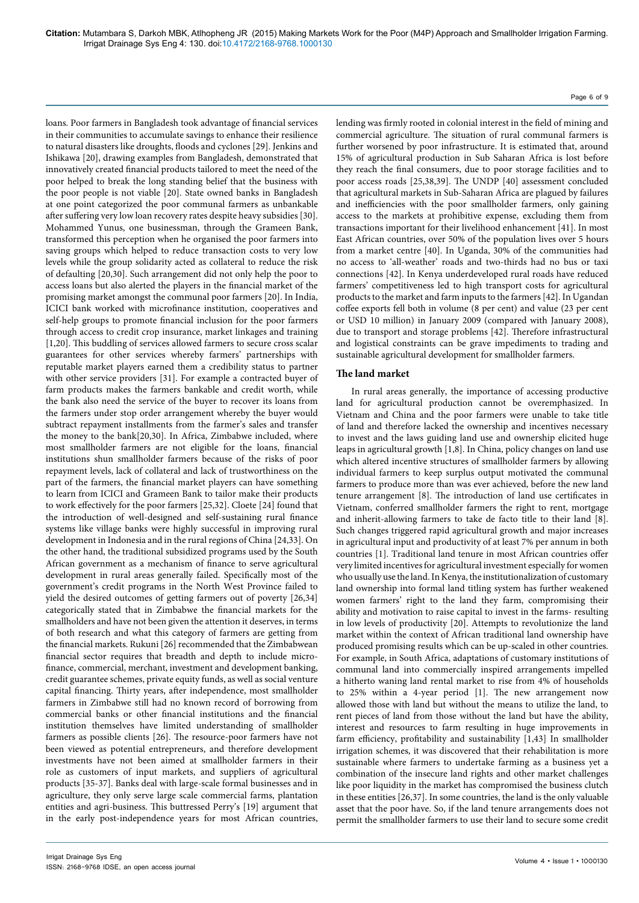loans. Poor farmers in Bangladesh took advantage of financial services in their communities to accumulate savings to enhance their resilience to natural disasters like droughts, floods and cyclones [29]. Jenkins and Ishikawa [20], drawing examples from Bangladesh, demonstrated that innovatively created financial products tailored to meet the need of the poor helped to break the long standing belief that the business with the poor people is not viable [20]. State owned banks in Bangladesh at one point categorized the poor communal farmers as unbankable after suffering very low loan recovery rates despite heavy subsidies [30]. Mohammed Yunus, one businessman, through the Grameen Bank, transformed this perception when he organised the poor farmers into saving groups which helped to reduce transaction costs to very low levels while the group solidarity acted as collateral to reduce the risk of defaulting [20,30]. Such arrangement did not only help the poor to access loans but also alerted the players in the financial market of the promising market amongst the communal poor farmers [20]. In India, ICICI bank worked with microfinance institution, cooperatives and self-help groups to promote financial inclusion for the poor farmers through access to credit crop insurance, market linkages and training [1,20]. This buddling of services allowed farmers to secure cross scalar guarantees for other services whereby farmers' partnerships with reputable market players earned them a credibility status to partner with other service providers [31]. For example a contracted buyer of farm products makes the farmers bankable and credit worth, while the bank also need the service of the buyer to recover its loans from the farmers under stop order arrangement whereby the buyer would subtract repayment installments from the farmer's sales and transfer the money to the bank[20,30]. In Africa, Zimbabwe included, where most smallholder farmers are not eligible for the loans, financial institutions shun smallholder farmers because of the risks of poor repayment levels, lack of collateral and lack of trustworthiness on the part of the farmers, the financial market players can have something to learn from ICICI and Grameen Bank to tailor make their products to work effectively for the poor farmers [25,32]. Cloete [24] found that the introduction of well-designed and self-sustaining rural finance systems like village banks were highly successful in improving rural development in Indonesia and in the rural regions of China [24,33]. On the other hand, the traditional subsidized programs used by the South African government as a mechanism of finance to serve agricultural development in rural areas generally failed. Specifically most of the government's credit programs in the North West Province failed to yield the desired outcomes of getting farmers out of poverty [26,34] categorically stated that in Zimbabwe the financial markets for the smallholders and have not been given the attention it deserves, in terms of both research and what this category of farmers are getting from the financial markets. Rukuni [26] recommended that the Zimbabwean financial sector requires that breadth and depth to include micro-finance, commercial, merchant, investment and development banking, credit guarantee schemes, private equity funds, as well as social venture capital financing. Thirty years, after independence, most smallholder farmers in Zimbabwe still had no known record of borrowing from commercial banks or other financial institutions and the financial institution themselves have limited understanding of smallholder farmers as possible clients [26]. The resource-poor farmers have not been viewed as potential entrepreneurs, and therefore development investments have not been aimed at smallholder farmers in their role as customers of input markets, and suppliers of agricultural products [35-37]. Banks deal with large-scale formal businesses and in agriculture, they only serve large scale commercial farms, plantation entities and agri-business. This buttressed Perry's [19] argument that in the early post-independence years for most African countries, lending was firmly rooted in colonial interest in the field of mining and commercial agriculture. The situation of rural communal farmers is further worsened by poor infrastructure. It is estimated that, around 15% of agricultural production in Sub Saharan Africa is lost before they reach the final consumers, due to poor storage facilities and to poor access roads [25,38,39]. The UNDP [40] assessment concluded that agricultural markets in Sub-Saharan Africa are plagued by failures and inefficiencies with the poor smallholder farmers, only gaining access to the markets at prohibitive expense, excluding them from transactions important for their livelihood enhancement [41]. In most East African countries, over 50% of the population lives over 5 hours from a market centre [40]. In Uganda, 30% of the communities had no access to 'all-weather' roads and two-thirds had no bus or taxi connections [42]. In Kenya underdeveloped rural roads have reduced farmers' competitiveness led to high transport costs for agricultural products to the market and farm inputs to the farmers [42]. In Ugandan coffee exports fell both in volume (8 per cent) and value (23 per cent or USD 10 million) in January 2009 (compared with January 2008), due to transport and storage problems [42]. Therefore infrastructural and logistical constraints can be grave impediments to trading and sustainable agricultural development for smallholder farmers.

## The land market

In rural areas generally, the importance of accessing productive land for agricultural production cannot be overemphasized. In Vietnam and China and the poor farmers were unable to take title of land and therefore lacked the ownership and incentives necessary to invest and the laws guiding land use and ownership elicited huge leaps in agricultural growth [1,8]. In China, policy changes on land use which altered incentive structures of smallholder farmers by allowing individual farmers to keep surplus output motivated the communal farmers to produce more than was ever achieved, before the new land tenure arrangement [8]. The introduction of land use certificates in Vietnam, conferred smallholder farmers the right to rent, mortgage and inherit-allowing farmers to take de facto title to their land [8]. Such changes triggered rapid agricultural growth and major increases in agricultural input and productivity of at least 7% per annum in both countries [1]. Traditional land tenure in most African countries offer very limited incentives for agricultural investment especially for women who usually use the land. In Kenya, the institutionalization of customary land ownership into formal land titling system has further weakened women farmers' right to the land they farm, compromising their ability and motivation to raise capital to invest in the farms- resulting in low levels of productivity [20]. Attempts to revolutionize the land market within the context of African traditional land ownership have produced promising results which can be up-scaled in other countries. For example, in South Africa, adaptations of customary institutions of communal land into commercially inspired arrangements impelled a hitherto waning land rental market to rise from 4% of households to 25% within a 4-year period [1]. The new arrangement now allowed those with land but without the means to utilize the land, to rent pieces of land from those without the land but have the ability, interest and resources to farm resulting in huge improvements in farm efficiency, profitability and sustainability [1,43] In smallholder irrigation schemes, it was discovered that their rehabilitation is more sustainable where farmers to undertake farming as a business yet a combination of the insecure land rights and other market challenges like poor liquidity in the market has compromised the business clutch in these entities [26,37]. In some countries, the land is the only valuable asset that the poor have. So, if the land tenure arrangements does not permit the smallholder farmers to use their land to secure some credit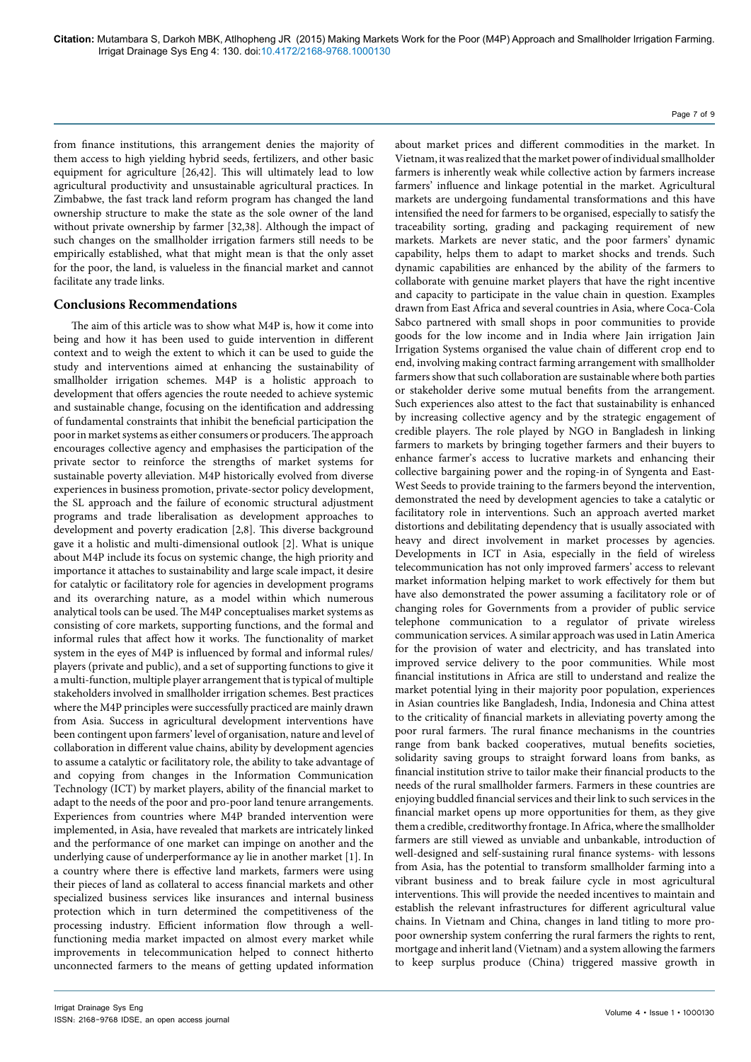from finance institutions, this arrangement denies the majority of them access to high yielding hybrid seeds, fertilizers, and other basic equipment for agriculture [26,42]. This will ultimately lead to low agricultural productivity and unsustainable agricultural practices. In Zimbabwe, the fast track land reform program has changed the land ownership structure to make the state as the sole owner of the land without private ownership by farmer [32,38]. Although the impact of such changes on the smallholder irrigation farmers still needs to be empirically established, what that might mean is that the only asset for the poor, the land, is valueless in the financial market and cannot facilitate any trade links.

## Conclusions Recommendations

The aim of this article was to show what M4P is, how it come into being and how it has been used to guide intervention in different context and to weigh the extent to which it can be used to guide the study and interventions aimed at enhancing the sustainability of smallholder irrigation schemes. M4P is a holistic approach to development that offers agencies the route needed to achieve systemic and sustainable change, focusing on the identification and addressing of fundamental constraints that inhibit the beneficial participation the poor in market systems as either consumers or producers. The approach encourages collective agency and emphasises the participation of the private sector to reinforce the strengths of market systems for sustainable poverty alleviation. M4P historically evolved from diverse experiences in business promotion, private-sector policy development, the SL approach and the failure of economic structural adjustment programs and trade liberalisation as development approaches to development and poverty eradication [2,8]. This diverse background gave it a holistic and multi-dimensional outlook [2]. What is unique about M4P include its focus on systemic change, the high priority and importance it attaches to sustainability and large scale impact, it desire for catalytic or facilitatory role for agencies in development programs and its overarching nature, as a model within which numerous analytical tools can be used. The M4P conceptualises market systems as consisting of core markets, supporting functions, and the formal and informal rules that affect how it works. The functionality of market system in the eyes of M4P is influenced by formal and informal rules/players (private and public), and a set of supporting functions to give it a multi-function, multiple player arrangement that is typical of multiple stakeholders involved in smallholder irrigation schemes. Best practices where the M4P principles were successfully practiced are mainly drawn from Asia. Success in agricultural development interventions have been contingent upon farmers' level of organisation, nature and level of collaboration in different value chains, ability by development agencies to assume a catalytic or facilitatory role, the ability to take advantage of and copying from changes in the Information Communication Technology (ICT) by market players, ability of the financial market to adapt to the needs of the poor and pro-poor land tenure arrangements. Experiences from countries where M4P branded intervention were implemented, in Asia, have revealed that markets are intricately linked and the performance of one market can impinge on another and the underlying cause of underperformance ay lie in another market [1]. In a country where there is effective land markets, farmers were using their pieces of land as collateral to access financial markets and other specialized business services like insurances and internal business protection which in turn determined the competitiveness of the processing industry. Efficient information flow through a well-functioning media market impacted on almost every market while improvements in telecommunication helped to connect hitherto unconnected farmers to the means of getting updated information about market prices and different commodities in the market. In Vietnam, it was realized that the market power of individual smallholder farmers is inherently weak while collective action by farmers increase farmers' influence and linkage potential in the market. Agricultural markets are undergoing fundamental transformations and this have intensified the need for farmers to be organised, especially to satisfy the traceability sorting, grading and packaging requirement of new markets. Markets are never static, and the poor farmers' dynamic capability, helps them to adapt to market shocks and trends. Such dynamic capabilities are enhanced by the ability of the farmers to collaborate with genuine market players that have the right incentive and capacity to participate in the value chain in question. Examples drawn from East Africa and several countries in Asia, where Coca-Cola Sabco partnered with small shops in poor communities to provide goods for the low income and in India where Jain irrigation Jain Irrigation Systems organised the value chain of different crop end to end, involving making contract farming arrangement with smallholder farmers show that such collaboration are sustainable where both parties or stakeholder derive some mutual benefits from the arrangement. Such experiences also attest to the fact that sustainability is enhanced by increasing collective agency and by the strategic engagement of credible players. The role played by NGO in Bangladesh in linking farmers to markets by bringing together farmers and their buyers to enhance farmer's access to lucrative markets and enhancing their collective bargaining power and the roping-in of Syngenta and East-West Seeds to provide training to the farmers beyond the intervention, demonstrated the need by development agencies to take a catalytic or facilitatory role in interventions. Such an approach averted market distortions and debilitating dependency that is usually associated with heavy and direct involvement in market processes by agencies. Developments in ICT in Asia, especially in the field of wireless telecommunication has not only improved farmers' access to relevant market information helping market to work effectively for them but have also demonstrated the power assuming a facilitatory role or of changing roles for Governments from a provider of public service telephone communication to a regulator of private wireless communication services. A similar approach was used in Latin America for the provision of water and electricity, and has translated into improved service delivery to the poor communities. While most financial institutions in Africa are still to understand and realize the market potential lying in their majority poor population, experiences in Asian countries like Bangladesh, India, Indonesia and China attest to the criticality of financial markets in alleviating poverty among the poor rural farmers. The rural finance mechanisms in the countries range from bank backed cooperatives, mutual benefits societies, solidarity saving groups to straight forward loans from banks, as financial institution strive to tailor make their financial products to the needs of the rural smallholder farmers. Farmers in these countries are enjoying buddled financial services and their link to such services in the financial market opens up more opportunities for them, as they give them a credible, creditworthy frontage. In Africa, where the smallholder farmers are still viewed as unviable and unbankable, introduction of well-designed and self-sustaining rural finance systems- with lessons from Asia, has the potential to transform smallholder farming into a vibrant business and to break failure cycle in most agricultural interventions. This will provide the needed incentives to maintain and establish the relevant infrastructures for different agricultural value chains. In Vietnam and China, changes in land titling to more pro-poor ownership system conferring the rural farmers the rights to rent, mortgage and inherit land (Vietnam) and a system allowing the farmers to keep surplus produce (China) triggered massive growth in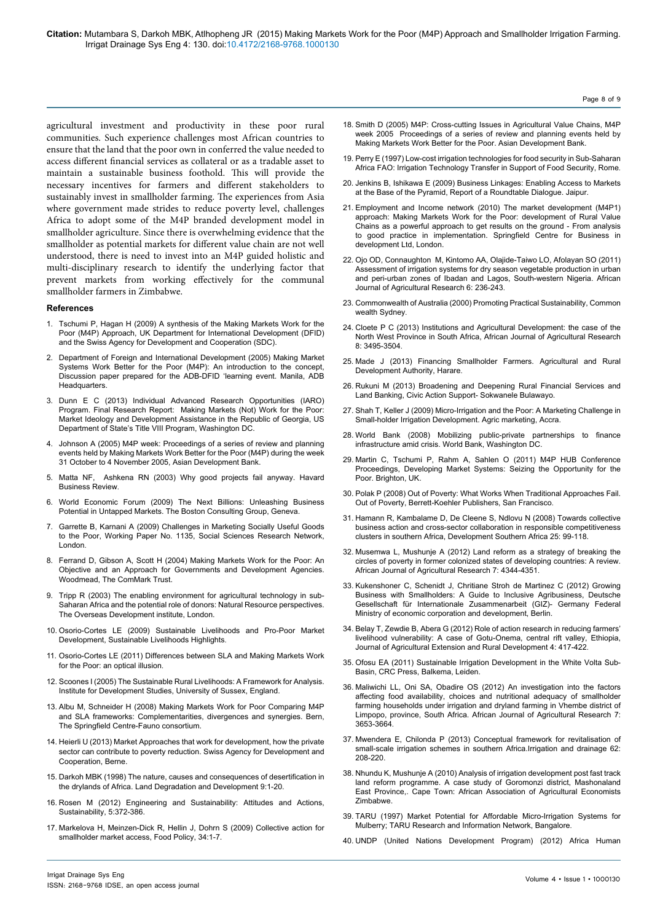agricultural investment and productivity in these poor rural communities. Such experience challenges most African countries to ensure that the land that the poor own in conferred the value needed to access different financial services as collateral or as a tradable asset to maintain a sustainable business foothold. This will provide the necessary incentives for farmers and different stakeholders to sustainably invest in smallholder farming. The experiences from Asia where government made strides to reduce poverty level, challenges Africa to adopt some of the M4P branded development model in smallholder agriculture. Since there is overwhelming evidence that the smallholder as potential markets for different value chain are not well understood, there is need to invest into an M4P guided holistic and multi-disciplinary research to identify the underlying factor that prevent markets from working effectively for the communal smallholder farmers in Zimbabwe.

## References

1. Tschumi P, Hagan H (2009) A synthesis of the Making Markets Work for the Poor (M4P) Approach, UK Department for International Development (DFID) and the Swiss Agency for Development and Cooperation (SDC).
2. Department of Foreign and International Development (2005) Making Market Systems Work Better for the Poor (M4P): An introduction to the concept, Discussion paper prepared for the ADB-DFID 'learning event. Manila, ADB Headquarters.
3. Dunn E C (2013) Individual Advanced Research Opportunities (IARO) Program. Final Research Report: Making Markets (Not) Work for the Poor: Market Ideology and Development Assistance in the Republic of Georgia, US Department of State's Title VIII Program, Washington DC.
4. Johnson A (2005) M4P week: Proceedings of a series of review and planning events held by Making Markets Work Better for the Poor (M4P) during the week 31 October to 4 November 2005, Asian Development Bank.
5. Matta NF, Ashkena RN (2003) Why good projects fail anyway. Havard Business Review.
6. World Economic Forum (2009) The Next Billions: Unleashing Business Potential in Untapped Markets. The Boston Consulting Group, Geneva.
7. Garrette B, Karnani A (2009) Challenges in Marketing Socially Useful Goods to the Poor, Working Paper No. 1135, Social Sciences Research Network, London.
8. Ferrand D, Gibson A, Scott H (2004) Making Markets Work for the Poor: An Objective and an Approach for Governments and Development Agencies. Woodmead, The ComMark Trust.
9. Tripp R (2003) The enabling environment for agricultural technology in sub-Saharan Africa and the potential role of donors: Natural Resource perspectives. The Overseas Development institute, London.
10. Osorio-Cortes LE (2009) Sustainable Livelihoods and Pro-Poor Market Development, Sustainable Livelihoods Highlights.
11. Osorio-Cortes LE (2011) Differences between SLA and Making Markets Work for the Poor: an optical illusion.
12. Scoones I (2005) The Sustainable Rural Livelihoods: A Framework for Analysis. Institute for Development Studies, University of Sussex, England.
13. Albu M, Schneider H (2008) Making Markets Work for Poor Comparing M4P and SLA frameworks: Complementarities, divergences and synergies. Bern, The Springfield Centre-Fauno consortium.
14. Heierli U (2013) Market Approaches that work for development, how the private sector can contribute to poverty reduction. Swiss Agency for Development and Cooperation, Berne.
15. Darkoh MBK (1998) The nature, causes and consequences of desertification in the drylands of Africa. Land Degradation and Development 9:1-20.
16. Rosen M (2012) Engineering and Sustainability: Attitudes and Actions, Sustainability, 5:372-386.
17. Markelova H, Meinzen-Dick R, Hellin J, Dohrn S (2009) Collective action for smallholder market access, Food Policy, 34:1-7.
18. Smith D (2005) M4P: Cross-cutting Issues in Agricultural Value Chains, M4P week 2005 Proceedings of a series of review and planning events held by Making Markets Work Better for the Poor. Asian Development Bank.
19. Perry E (1997) Low-cost irrigation technologies for food security in Sub-Saharan Africa FAO: Irrigation Technology Transfer in Support of Food Security, Rome.
20. Jenkins B, Ishikawa E (2009) Business Linkages: Enabling Access to Markets at the Base of the Pyramid, Report of a Roundtable Dialogue. Jaipur.
21. Employment and Income network (2010) The market development (M4P1) approach: Making Markets Work for the Poor: development of Rural Value Chains as a powerful approach to get results on the ground - From analysis to good practice in implementation. Springfield Centre for Business in development Ltd, London.
22. Ojo OD, Connaughton M, Kintomo AA, Olajide-Taiwo LO, Afolayan SO (2011) Assessment of irrigation systems for dry season vegetable production in urban and peri-urban zones of Ibadan and Lagos, South-western Nigeria. African Journal of Agricultural Research 6: 236-243.
23. Commonwealth of Australia (2000) Promoting Practical Sustainability, Common wealth Sydney.
24. Cloete P C (2013) Institutions and Agricultural Development: the case of the North West Province in South Africa, African Journal of Agricultural Research 8: 3495-3504.
25. Made J (2013) Financing Smallholder Farmers. Agricultural and Rural Development Authority, Harare.
26. Rukuni M (2013) Broadening and Deepening Rural Financial Services and Land Banking, Civic Action Support- Sokwanele Bulawayo.
27. Shah T, Keller J (2009) Micro-Irrigation and the Poor: A Marketing Challenge in Small-holder Irrigation Development. Agric marketing, Accra.
28. World Bank (2008) Mobilizing public-private partnerships to finance infrastructure amid crisis. World Bank, Washington DC.
29. Martin C, Tschumi P, Rahm A, Sahlen O (2011) M4P HUB Conference Proceedings, Developing Market Systems: Seizing the Opportunity for the Poor. Brighton, UK.
30. Polak P (2008) Out of Poverty: What Works When Traditional Approaches Fail. Out of Poverty, Berrett-Koehler Publishers, San Francisco.
31. Hamann R, Kambalame D, De Cleene S, Ndlovu N (2008) Towards collective business action and cross-sector collaboration in responsible competitiveness clusters in southern Africa, Development Southern Africa 25: 99-118.
32. Musemwa L, Mushunje A (2012) Land reform as a strategy of breaking the circles of poverty in former colonized states of developing countries: A review. African Journal of Agricultural Research 7: 4344-4351.
33. Kukenshoner C, Schenidt J, Chritiane Stroh de Martinez C (2012) Growing Business with Smallholders: A Guide to Inclusive Agribusiness, Deutsche Gesellschaft für Internationale Zusammenarbeit (GIZ)- Germany Federal Ministry of economic corporation and development, Berlin.
34. Belay T, Zewdie B, Abera G (2012) Role of action research in reducing farmers' livelihood vulnerability: A case of Gotu-Onema, central rift valley, Ethiopia, Journal of Agricultural Extension and Rural Development 4: 417-422.
35. Ofosu EA (2011) Sustainable Irrigation Development in the White Volta Sub-Basin, CRC Press, Balkema, Leiden.
36. Maliwichi LL, Oni SA, Obadire OS (2012) An investigation into the factors affecting food availability, choices and nutritional adequacy of smallholder farming households under irrigation and dryland farming in Vhembe district of Limpopo, province, South Africa. African Journal of Agricultural Research 7: 3653-3664.
37. Mwendera E, Chilonda P (2013) Conceptual framework for revitalisation of small-scale irrigation schemes in southern Africa.Irrigation and drainage 62: 208-220.
38. Nhundu K, Mushunje A (2010) Analysis of irrigation development post fast track land reform programme. A case study of Goromonzi district, Mashonaland East Province,. Cape Town: African Association of Agricultural Economists Zimbabwe.
39. TARU (1997) Market Potential for Affordable Micro-Irrigation Systems for Mulberry; TARU Research and Information Network, Bangalore.
40. UNDP (United Nations Development Program) (2012) Africa Human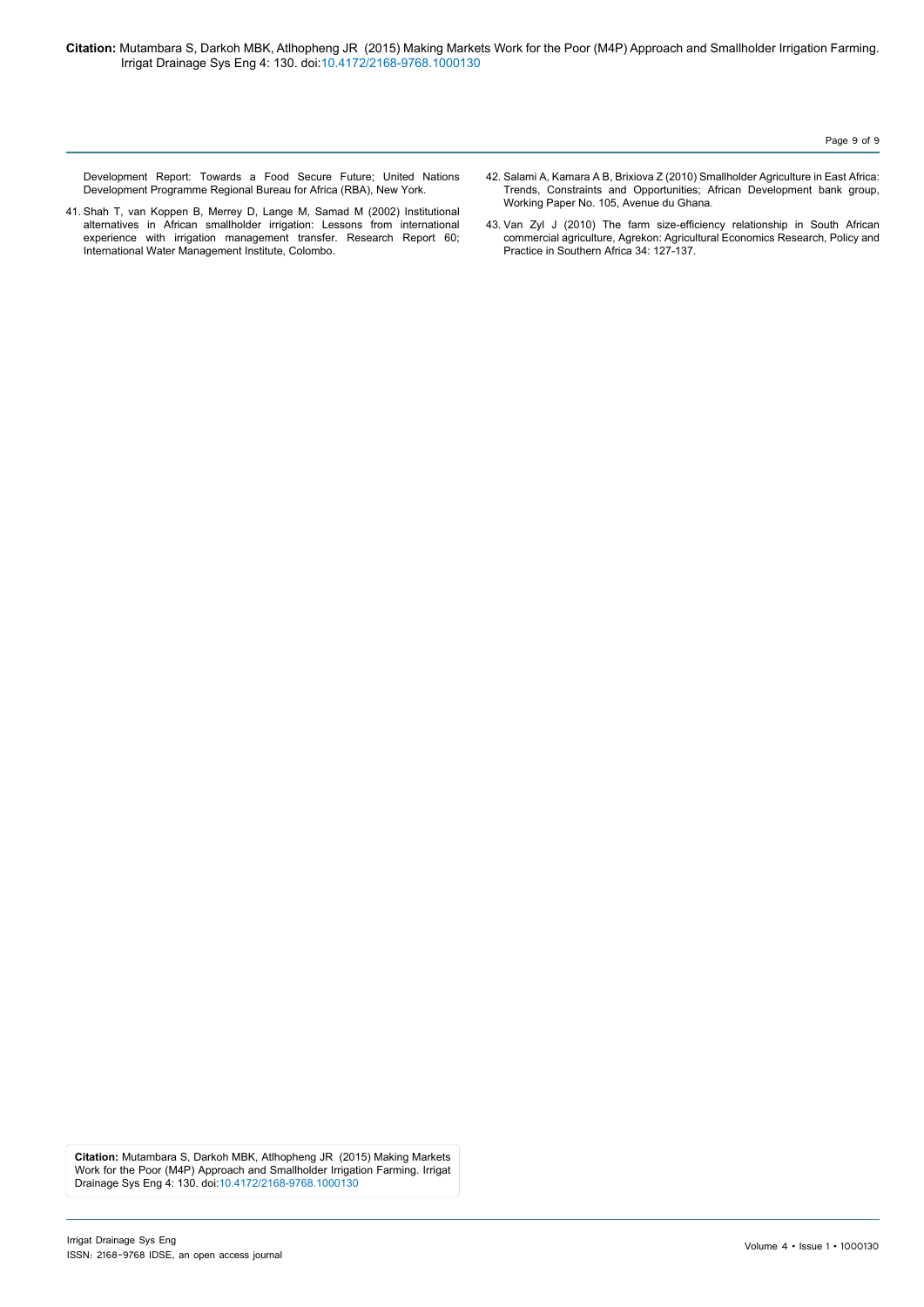Development Report: Towards a Food Secure Future; United Nations Development Programme Regional Bureau for Africa (RBA), New York.

41. Shah T, van Koppen B, Merrey D, Lange M, Samad M (2002) Institutional alternatives in African smallholder irrigation: Lessons from international experience with irrigation management transfer. Research Report 60; International Water Management Institute, Colombo.

42. Salami A, Kamara A B, Brixiova Z (2010) Smallholder Agriculture in East Africa: Trends, Constraints and Opportunities; African Development bank group, Working Paper No. 105, Avenue du Ghana.

43. Van Zyl J (2010) The farm size-efficiency relationship in South African commercial agriculture, Agrekon: Agricultural Economics Research, Policy and Practice in Southern Africa 34: 127-137.